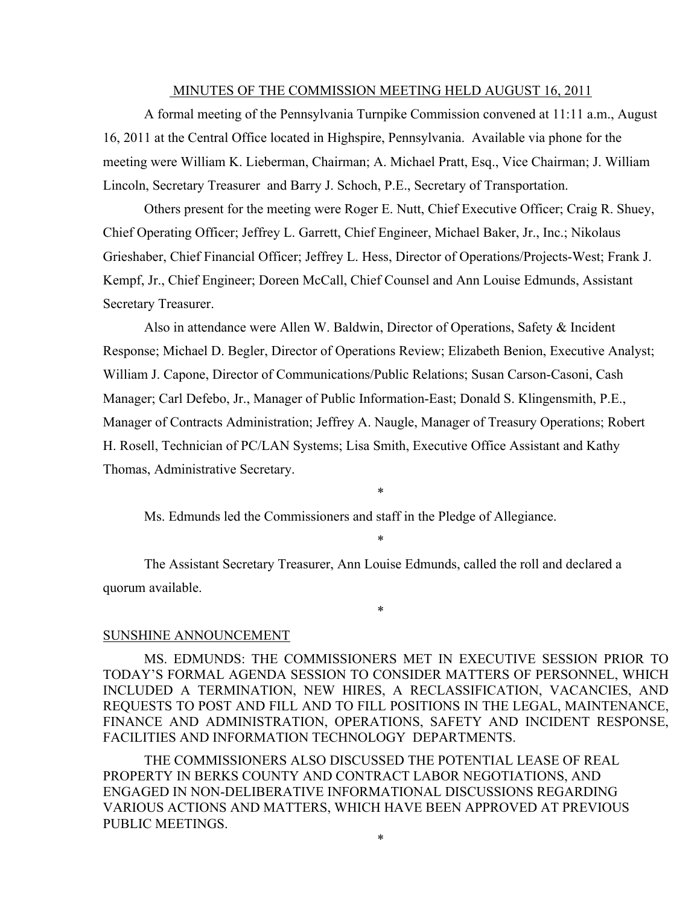# MINUTES OF THE COMMISSION MEETING HELD AUGUST 16, 2011

A formal meeting of the Pennsylvania Turnpike Commission convened at 11:11 a.m., August 16, 2011 at the Central Office located in Highspire, Pennsylvania. Available via phone for the meeting were William K. Lieberman, Chairman; A. Michael Pratt, Esq., Vice Chairman; J. William Lincoln, Secretary Treasurer and Barry J. Schoch, P.E., Secretary of Transportation.

Others present for the meeting were Roger E. Nutt, Chief Executive Officer; Craig R. Shuey, Chief Operating Officer; Jeffrey L. Garrett, Chief Engineer, Michael Baker, Jr., Inc.; Nikolaus Grieshaber, Chief Financial Officer; Jeffrey L. Hess, Director of Operations/Projects-West; Frank J. Kempf, Jr., Chief Engineer; Doreen McCall, Chief Counsel and Ann Louise Edmunds, Assistant Secretary Treasurer.

Also in attendance were Allen W. Baldwin, Director of Operations, Safety & Incident Response; Michael D. Begler, Director of Operations Review; Elizabeth Benion, Executive Analyst; William J. Capone, Director of Communications/Public Relations; Susan Carson-Casoni, Cash Manager; Carl Defebo, Jr., Manager of Public Information-East; Donald S. Klingensmith, P.E., Manager of Contracts Administration; Jeffrey A. Naugle, Manager of Treasury Operations; Robert H. Rosell, Technician of PC/LAN Systems; Lisa Smith, Executive Office Assistant and Kathy Thomas, Administrative Secretary.

*

Ms. Edmunds led the Commissioners and staff in the Pledge of Allegiance.

*

The Assistant Secretary Treasurer, Ann Louise Edmunds, called the roll and declared a quorum available.

*

## SUNSHINE ANNOUNCEMENT

MS. EDMUNDS: THE COMMISSIONERS MET IN EXECUTIVE SESSION PRIOR TO TODAY'S FORMAL AGENDA SESSION TO CONSIDER MATTERS OF PERSONNEL, WHICH INCLUDED A TERMINATION, NEW HIRES, A RECLASSIFICATION, VACANCIES, AND REQUESTS TO POST AND FILL AND TO FILL POSITIONS IN THE LEGAL, MAINTENANCE, FINANCE AND ADMINISTRATION, OPERATIONS, SAFETY AND INCIDENT RESPONSE, FACILITIES AND INFORMATION TECHNOLOGY DEPARTMENTS.

THE COMMISSIONERS ALSO DISCUSSED THE POTENTIAL LEASE OF REAL PROPERTY IN BERKS COUNTY AND CONTRACT LABOR NEGOTIATIONS, AND ENGAGED IN NON-DELIBERATIVE INFORMATIONAL DISCUSSIONS REGARDING VARIOUS ACTIONS AND MATTERS, WHICH HAVE BEEN APPROVED AT PREVIOUS PUBLIC MEETINGS.

*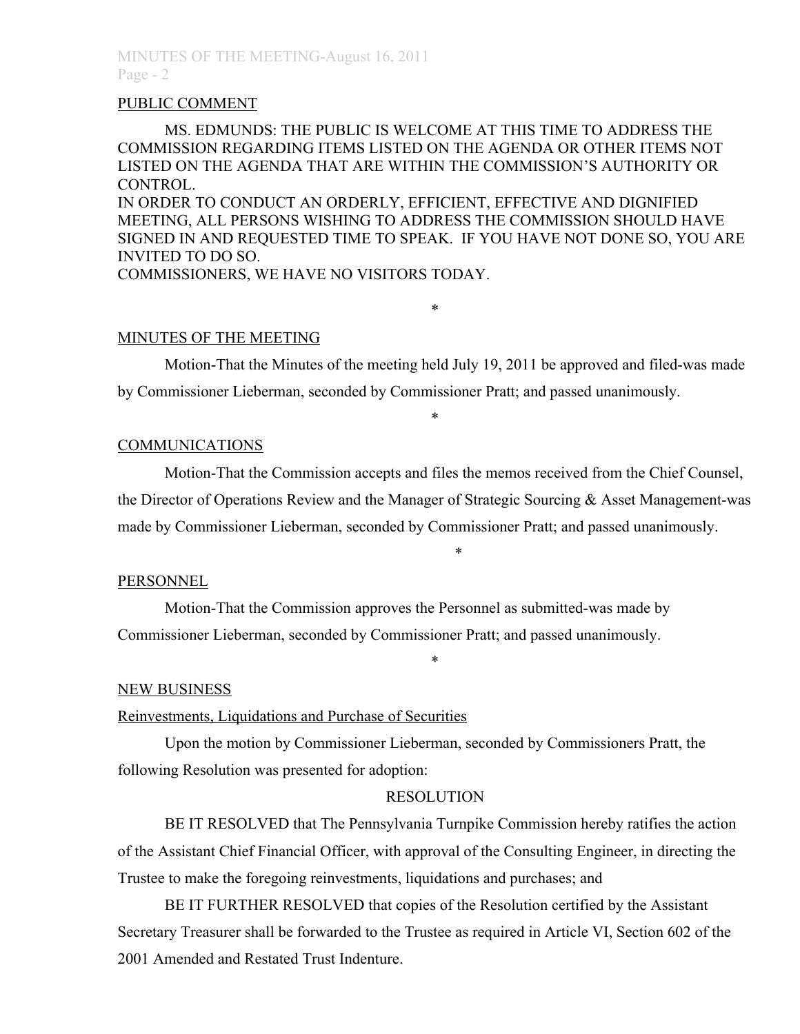PUBLIC COMMENT

MS. EDMUNDS: THE PUBLIC IS WELCOME AT THIS TIME TO ADDRESS THE COMMISSION REGARDING ITEMS LISTED ON THE AGENDA OR OTHER ITEMS NOT LISTED ON THE AGENDA THAT ARE WITHIN THE COMMISSION'S AUTHORITY OR CONTROL.
IN ORDER TO CONDUCT AN ORDERLY, EFFICIENT, EFFECTIVE AND DIGNIFIED MEETING, ALL PERSONS WISHING TO ADDRESS THE COMMISSION SHOULD HAVE SIGNED IN AND REQUESTED TIME TO SPEAK. IF YOU HAVE NOT DONE SO, YOU ARE INVITED TO DO SO.
COMMISSIONERS, WE HAVE NO VISITORS TODAY.

*

MINUTES OF THE MEETING

Motion-That the Minutes of the meeting held July 19, 2011 be approved and filed-was made by Commissioner Lieberman, seconded by Commissioner Pratt; and passed unanimously.

*

COMMUNICATIONS

Motion-That the Commission accepts and files the memos received from the Chief Counsel, the Director of Operations Review and the Manager of Strategic Sourcing & Asset Management-was made by Commissioner Lieberman, seconded by Commissioner Pratt; and passed unanimously.

*

PERSONNEL

Motion-That the Commission approves the Personnel as submitted-was made by Commissioner Lieberman, seconded by Commissioner Pratt; and passed unanimously.

*

NEW BUSINESS

Reinvestments, Liquidations and Purchase of Securities

Upon the motion by Commissioner Lieberman, seconded by Commissioners Pratt, the following Resolution was presented for adoption:

RESOLUTION

BE IT RESOLVED that The Pennsylvania Turnpike Commission hereby ratifies the action of the Assistant Chief Financial Officer, with approval of the Consulting Engineer, in directing the Trustee to make the foregoing reinvestments, liquidations and purchases; and

BE IT FURTHER RESOLVED that copies of the Resolution certified by the Assistant Secretary Treasurer shall be forwarded to the Trustee as required in Article VI, Section 602 of the 2001 Amended and Restated Trust Indenture.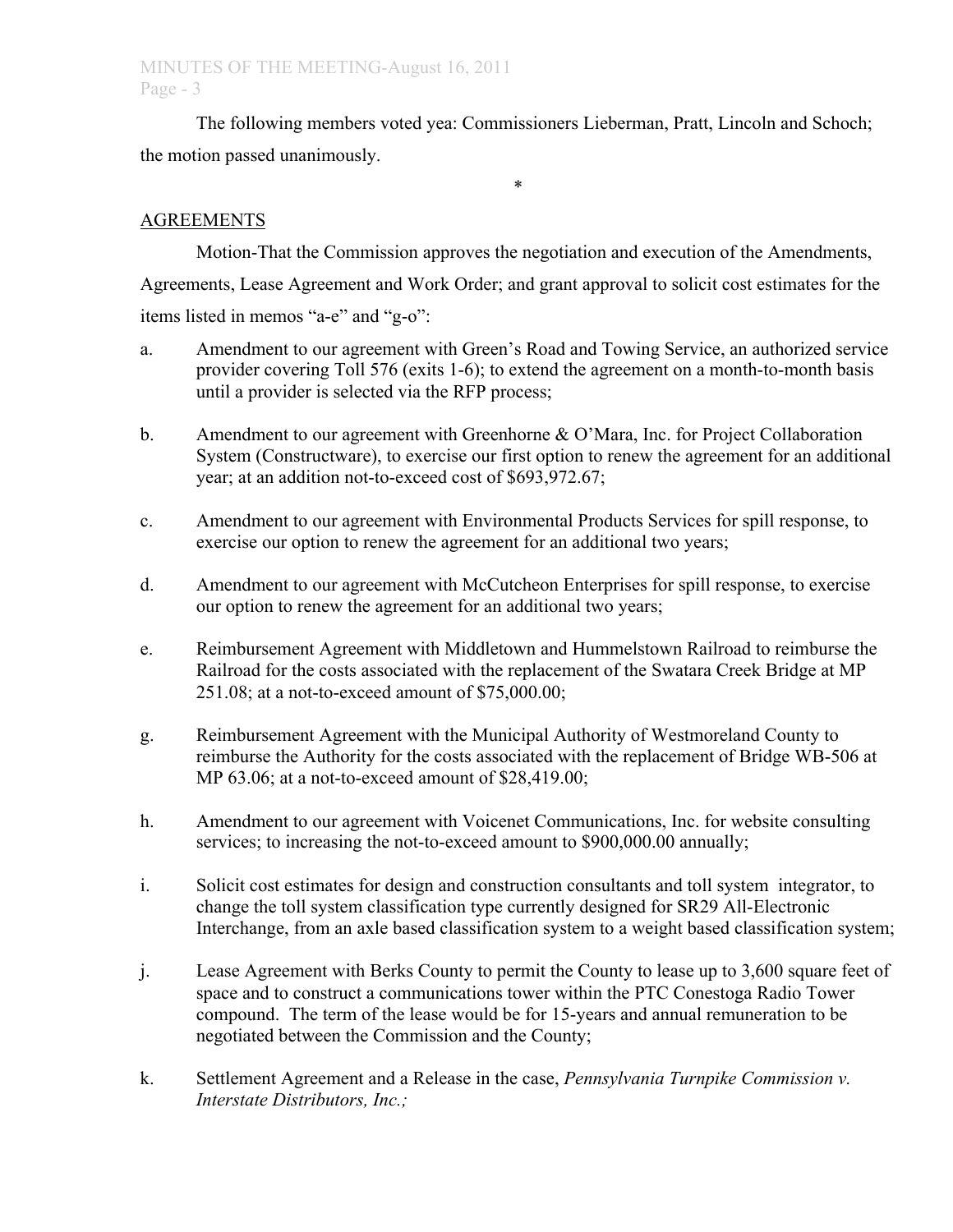The following members voted yea: Commissioners Lieberman, Pratt, Lincoln and Schoch; the motion passed unanimously.

*

AGREEMENTS

Motion-That the Commission approves the negotiation and execution of the Amendments, Agreements, Lease Agreement and Work Order; and grant approval to solicit cost estimates for the items listed in memos "a-e" and "g-o":

a. Amendment to our agreement with Green's Road and Towing Service, an authorized service provider covering Toll 576 (exits 1-6); to extend the agreement on a month-to-month basis until a provider is selected via the RFP process;

b. Amendment to our agreement with Greenhorne & O'Mara, Inc. for Project Collaboration System (Constructware), to exercise our first option to renew the agreement for an additional year; at an addition not-to-exceed cost of $693,972.67;

c. Amendment to our agreement with Environmental Products Services for spill response, to exercise our option to renew the agreement for an additional two years;

d. Amendment to our agreement with McCutcheon Enterprises for spill response, to exercise our option to renew the agreement for an additional two years;

e. Reimbursement Agreement with Middletown and Hummelstown Railroad to reimburse the Railroad for the costs associated with the replacement of the Swatara Creek Bridge at MP 251.08; at a not-to-exceed amount of $75,000.00;

g. Reimbursement Agreement with the Municipal Authority of Westmoreland County to reimburse the Authority for the costs associated with the replacement of Bridge WB-506 at MP 63.06; at a not-to-exceed amount of $28,419.00;

h. Amendment to our agreement with Voicenet Communications, Inc. for website consulting services; to increasing the not-to-exceed amount to $900,000.00 annually;

i. Solicit cost estimates for design and construction consultants and toll system integrator, to change the toll system classification type currently designed for SR29 All-Electronic Interchange, from an axle based classification system to a weight based classification system;

j. Lease Agreement with Berks County to permit the County to lease up to 3,600 square feet of space and to construct a communications tower within the PTC Conestoga Radio Tower compound. The term of the lease would be for 15-years and annual remuneration to be negotiated between the Commission and the County;

k. Settlement Agreement and a Release in the case, *Pennsylvania Turnpike Commission v. Interstate Distributors, Inc.;*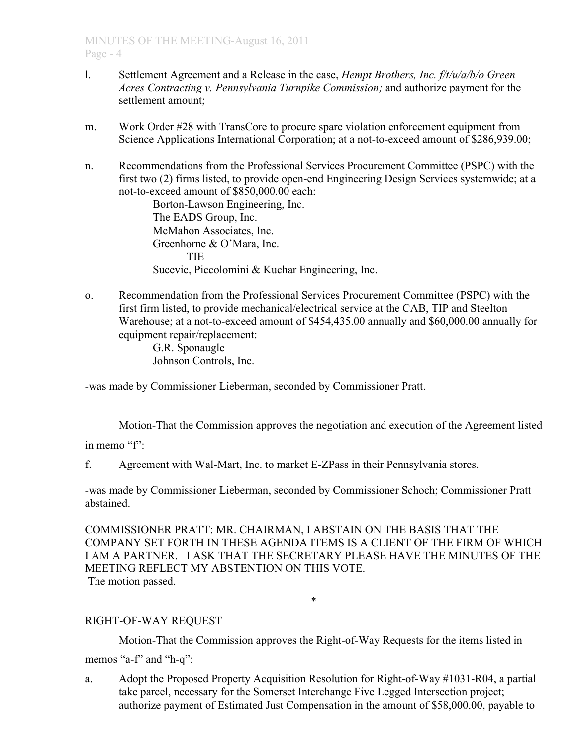l. Settlement Agreement and a Release in the case, *Hempt Brothers, Inc. f/t/u/a/b/o Green Acres Contracting v. Pennsylvania Turnpike Commission;* and authorize payment for the settlement amount;

m. Work Order #28 with TransCore to procure spare violation enforcement equipment from Science Applications International Corporation; at a not-to-exceed amount of $286,939.00;

n. Recommendations from the Professional Services Procurement Committee (PSPC) with the first two (2) firms listed, to provide open-end Engineering Design Services systemwide; at a not-to-exceed amount of $850,000.00 each:
   Borton-Lawson Engineering, Inc.
   The EADS Group, Inc.
   McMahon Associates, Inc.
   Greenhorne & O'Mara, Inc.
   TIE
   Sucevic, Piccolomini & Kuchar Engineering, Inc.

o. Recommendation from the Professional Services Procurement Committee (PSPC) with the first firm listed, to provide mechanical/electrical service at the CAB, TIP and Steelton Warehouse; at a not-to-exceed amount of $454,435.00 annually and $60,000.00 annually for equipment repair/replacement:
   G.R. Sponaugle
   Johnson Controls, Inc.

-was made by Commissioner Lieberman, seconded by Commissioner Pratt.

Motion-That the Commission approves the negotiation and execution of the Agreement listed in memo "f":

f. Agreement with Wal-Mart, Inc. to market E-ZPass in their Pennsylvania stores.

-was made by Commissioner Lieberman, seconded by Commissioner Schoch; Commissioner Pratt abstained.

COMMISSIONER PRATT: MR. CHAIRMAN, I ABSTAIN ON THE BASIS THAT THE COMPANY SET FORTH IN THESE AGENDA ITEMS IS A CLIENT OF THE FIRM OF WHICH I AM A PARTNER. I ASK THAT THE SECRETARY PLEASE HAVE THE MINUTES OF THE MEETING REFLECT MY ABSTENTION ON THIS VOTE.
The motion passed.

*

RIGHT-OF-WAY REQUEST

Motion-That the Commission approves the Right-of-Way Requests for the items listed in memos "a-f" and "h-q":

a. Adopt the Proposed Property Acquisition Resolution for Right-of-Way #1031-R04, a partial take parcel, necessary for the Somerset Interchange Five Legged Intersection project; authorize payment of Estimated Just Compensation in the amount of $58,000.00, payable to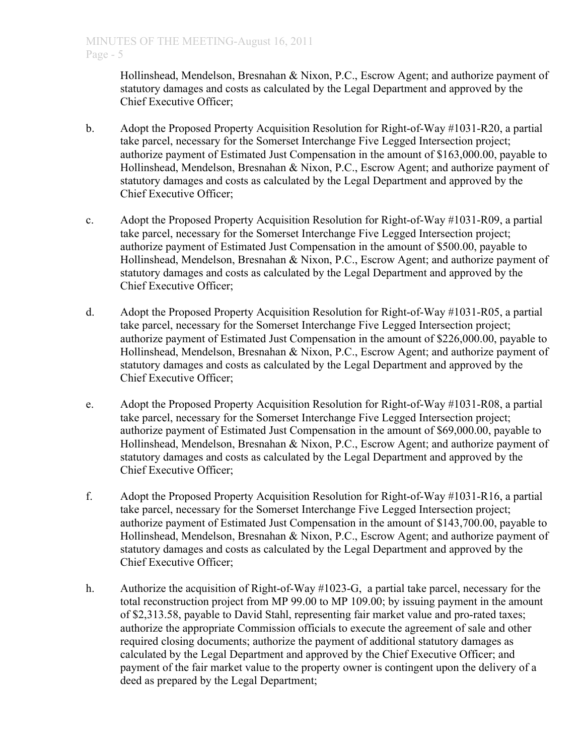Hollinshead, Mendelson, Bresnahan & Nixon, P.C., Escrow Agent; and authorize payment of statutory damages and costs as calculated by the Legal Department and approved by the Chief Executive Officer;

b. Adopt the Proposed Property Acquisition Resolution for Right-of-Way #1031-R20, a partial take parcel, necessary for the Somerset Interchange Five Legged Intersection project; authorize payment of Estimated Just Compensation in the amount of $163,000.00, payable to Hollinshead, Mendelson, Bresnahan & Nixon, P.C., Escrow Agent; and authorize payment of statutory damages and costs as calculated by the Legal Department and approved by the Chief Executive Officer;

c. Adopt the Proposed Property Acquisition Resolution for Right-of-Way #1031-R09, a partial take parcel, necessary for the Somerset Interchange Five Legged Intersection project; authorize payment of Estimated Just Compensation in the amount of $500.00, payable to Hollinshead, Mendelson, Bresnahan & Nixon, P.C., Escrow Agent; and authorize payment of statutory damages and costs as calculated by the Legal Department and approved by the Chief Executive Officer;

d. Adopt the Proposed Property Acquisition Resolution for Right-of-Way #1031-R05, a partial take parcel, necessary for the Somerset Interchange Five Legged Intersection project; authorize payment of Estimated Just Compensation in the amount of $226,000.00, payable to Hollinshead, Mendelson, Bresnahan & Nixon, P.C., Escrow Agent; and authorize payment of statutory damages and costs as calculated by the Legal Department and approved by the Chief Executive Officer;

e. Adopt the Proposed Property Acquisition Resolution for Right-of-Way #1031-R08, a partial take parcel, necessary for the Somerset Interchange Five Legged Intersection project; authorize payment of Estimated Just Compensation in the amount of $69,000.00, payable to Hollinshead, Mendelson, Bresnahan & Nixon, P.C., Escrow Agent; and authorize payment of statutory damages and costs as calculated by the Legal Department and approved by the Chief Executive Officer;

f. Adopt the Proposed Property Acquisition Resolution for Right-of-Way #1031-R16, a partial take parcel, necessary for the Somerset Interchange Five Legged Intersection project; authorize payment of Estimated Just Compensation in the amount of $143,700.00, payable to Hollinshead, Mendelson, Bresnahan & Nixon, P.C., Escrow Agent; and authorize payment of statutory damages and costs as calculated by the Legal Department and approved by the Chief Executive Officer;

h. Authorize the acquisition of Right-of-Way #1023-G, a partial take parcel, necessary for the total reconstruction project from MP 99.00 to MP 109.00; by issuing payment in the amount of $2,313.58, payable to David Stahl, representing fair market value and pro-rated taxes; authorize the appropriate Commission officials to execute the agreement of sale and other required closing documents; authorize the payment of additional statutory damages as calculated by the Legal Department and approved by the Chief Executive Officer; and payment of the fair market value to the property owner is contingent upon the delivery of a deed as prepared by the Legal Department;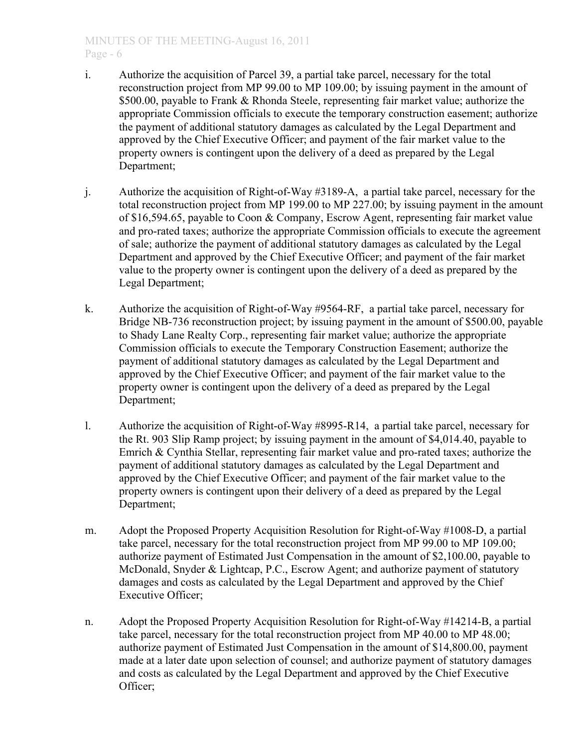i. Authorize the acquisition of Parcel 39, a partial take parcel, necessary for the total reconstruction project from MP 99.00 to MP 109.00; by issuing payment in the amount of $500.00, payable to Frank & Rhonda Steele, representing fair market value; authorize the appropriate Commission officials to execute the temporary construction easement; authorize the payment of additional statutory damages as calculated by the Legal Department and approved by the Chief Executive Officer; and payment of the fair market value to the property owners is contingent upon the delivery of a deed as prepared by the Legal Department;

j. Authorize the acquisition of Right-of-Way #3189-A, a partial take parcel, necessary for the total reconstruction project from MP 199.00 to MP 227.00; by issuing payment in the amount of $16,594.65, payable to Coon & Company, Escrow Agent, representing fair market value and pro-rated taxes; authorize the appropriate Commission officials to execute the agreement of sale; authorize the payment of additional statutory damages as calculated by the Legal Department and approved by the Chief Executive Officer; and payment of the fair market value to the property owner is contingent upon the delivery of a deed as prepared by the Legal Department;

k. Authorize the acquisition of Right-of-Way #9564-RF, a partial take parcel, necessary for Bridge NB-736 reconstruction project; by issuing payment in the amount of $500.00, payable to Shady Lane Realty Corp., representing fair market value; authorize the appropriate Commission officials to execute the Temporary Construction Easement; authorize the payment of additional statutory damages as calculated by the Legal Department and approved by the Chief Executive Officer; and payment of the fair market value to the property owner is contingent upon the delivery of a deed as prepared by the Legal Department;

l. Authorize the acquisition of Right-of-Way #8995-R14, a partial take parcel, necessary for the Rt. 903 Slip Ramp project; by issuing payment in the amount of $4,014.40, payable to Emrich & Cynthia Stellar, representing fair market value and pro-rated taxes; authorize the payment of additional statutory damages as calculated by the Legal Department and approved by the Chief Executive Officer; and payment of the fair market value to the property owners is contingent upon their delivery of a deed as prepared by the Legal Department;

m. Adopt the Proposed Property Acquisition Resolution for Right-of-Way #1008-D, a partial take parcel, necessary for the total reconstruction project from MP 99.00 to MP 109.00; authorize payment of Estimated Just Compensation in the amount of $2,100.00, payable to McDonald, Snyder & Lightcap, P.C., Escrow Agent; and authorize payment of statutory damages and costs as calculated by the Legal Department and approved by the Chief Executive Officer;

n. Adopt the Proposed Property Acquisition Resolution for Right-of-Way #14214-B, a partial take parcel, necessary for the total reconstruction project from MP 40.00 to MP 48.00; authorize payment of Estimated Just Compensation in the amount of $14,800.00, payment made at a later date upon selection of counsel; and authorize payment of statutory damages and costs as calculated by the Legal Department and approved by the Chief Executive Officer;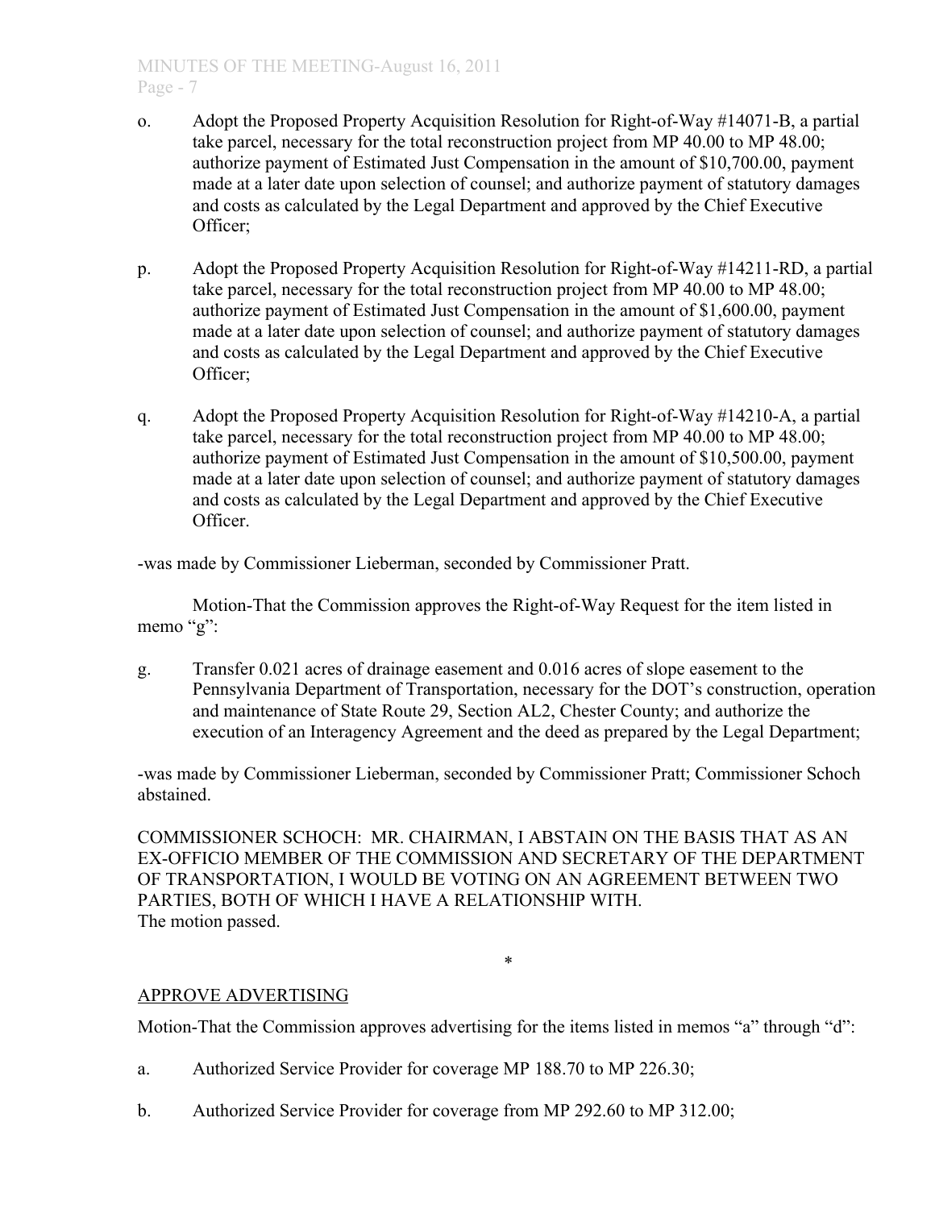o. Adopt the Proposed Property Acquisition Resolution for Right-of-Way #14071-B, a partial take parcel, necessary for the total reconstruction project from MP 40.00 to MP 48.00; authorize payment of Estimated Just Compensation in the amount of $10,700.00, payment made at a later date upon selection of counsel; and authorize payment of statutory damages and costs as calculated by the Legal Department and approved by the Chief Executive Officer;

p. Adopt the Proposed Property Acquisition Resolution for Right-of-Way #14211-RD, a partial take parcel, necessary for the total reconstruction project from MP 40.00 to MP 48.00; authorize payment of Estimated Just Compensation in the amount of $1,600.00, payment made at a later date upon selection of counsel; and authorize payment of statutory damages and costs as calculated by the Legal Department and approved by the Chief Executive Officer;

q. Adopt the Proposed Property Acquisition Resolution for Right-of-Way #14210-A, a partial take parcel, necessary for the total reconstruction project from MP 40.00 to MP 48.00; authorize payment of Estimated Just Compensation in the amount of $10,500.00, payment made at a later date upon selection of counsel; and authorize payment of statutory damages and costs as calculated by the Legal Department and approved by the Chief Executive Officer.

-was made by Commissioner Lieberman, seconded by Commissioner Pratt.

Motion-That the Commission approves the Right-of-Way Request for the item listed in memo "g":

g. Transfer 0.021 acres of drainage easement and 0.016 acres of slope easement to the Pennsylvania Department of Transportation, necessary for the DOT's construction, operation and maintenance of State Route 29, Section AL2, Chester County; and authorize the execution of an Interagency Agreement and the deed as prepared by the Legal Department;

-was made by Commissioner Lieberman, seconded by Commissioner Pratt; Commissioner Schoch abstained.

COMMISSIONER SCHOCH: MR. CHAIRMAN, I ABSTAIN ON THE BASIS THAT AS AN EX-OFFICIO MEMBER OF THE COMMISSION AND SECRETARY OF THE DEPARTMENT OF TRANSPORTATION, I WOULD BE VOTING ON AN AGREEMENT BETWEEN TWO PARTIES, BOTH OF WHICH I HAVE A RELATIONSHIP WITH.
The motion passed.

*

APPROVE ADVERTISING

Motion-That the Commission approves advertising for the items listed in memos "a" through "d":

a. Authorized Service Provider for coverage MP 188.70 to MP 226.30;

b. Authorized Service Provider for coverage from MP 292.60 to MP 312.00;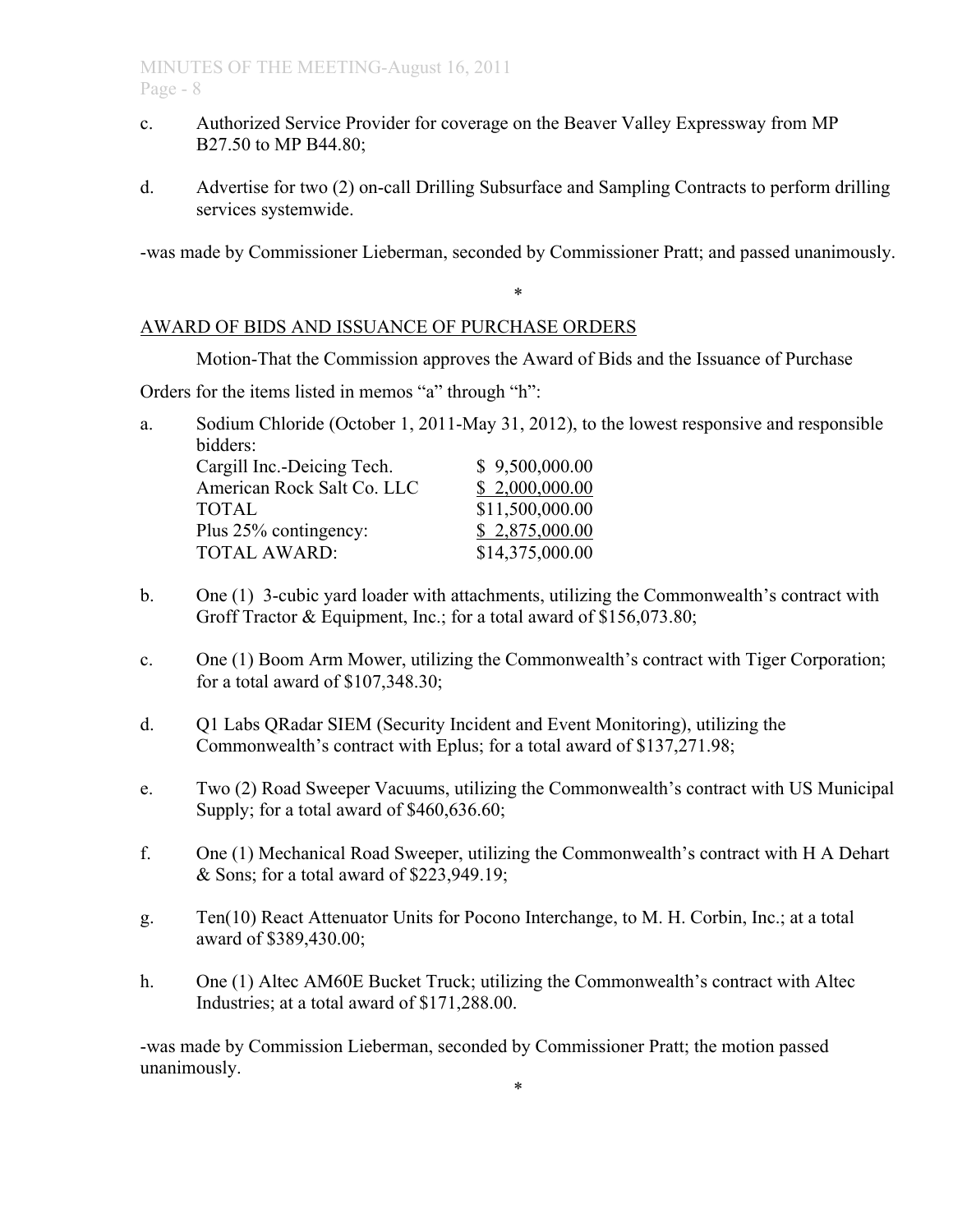c. Authorized Service Provider for coverage on the Beaver Valley Expressway from MP B27.50 to MP B44.80;

d. Advertise for two (2) on-call Drilling Subsurface and Sampling Contracts to perform drilling services systemwide.

-was made by Commissioner Lieberman, seconded by Commissioner Pratt; and passed unanimously.

*

AWARD OF BIDS AND ISSUANCE OF PURCHASE ORDERS

Motion-That the Commission approves the Award of Bids and the Issuance of Purchase Orders for the items listed in memos "a" through "h":

a. Sodium Chloride (October 1, 2011-May 31, 2012), to the lowest responsive and responsible bidders:

| | |
|---|---|
| Cargill Inc.-Deicing Tech. | $ 9,500,000.00 |
| American Rock Salt Co. LLC | $ 2,000,000.00 |
| TOTAL | $11,500,000.00 |
| Plus 25% contingency: | $ 2,875,000.00 |
| TOTAL AWARD: | $14,375,000.00 |

b. One (1) 3-cubic yard loader with attachments, utilizing the Commonwealth's contract with Groff Tractor & Equipment, Inc.; for a total award of $156,073.80;

c. One (1) Boom Arm Mower, utilizing the Commonwealth's contract with Tiger Corporation; for a total award of $107,348.30;

d. Q1 Labs QRadar SIEM (Security Incident and Event Monitoring), utilizing the Commonwealth's contract with Eplus; for a total award of $137,271.98;

e. Two (2) Road Sweeper Vacuums, utilizing the Commonwealth's contract with US Municipal Supply; for a total award of $460,636.60;

f. One (1) Mechanical Road Sweeper, utilizing the Commonwealth's contract with H A Dehart & Sons; for a total award of $223,949.19;

g. Ten(10) React Attenuator Units for Pocono Interchange, to M. H. Corbin, Inc.; at a total award of $389,430.00;

h. One (1) Altec AM60E Bucket Truck; utilizing the Commonwealth's contract with Altec Industries; at a total award of $171,288.00.

-was made by Commission Lieberman, seconded by Commissioner Pratt; the motion passed unanimously.

*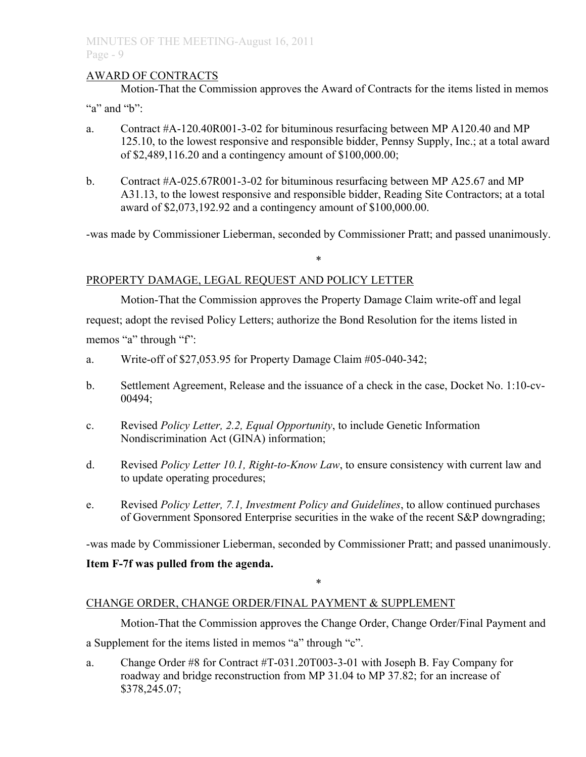AWARD OF CONTRACTS

Motion-That the Commission approves the Award of Contracts for the items listed in memos "a" and "b":

a. Contract #A-120.40R001-3-02 for bituminous resurfacing between MP A120.40 and MP 125.10, to the lowest responsive and responsible bidder, Pennsy Supply, Inc.; at a total award of $2,489,116.20 and a contingency amount of $100,000.00;

b. Contract #A-025.67R001-3-02 for bituminous resurfacing between MP A25.67 and MP A31.13, to the lowest responsive and responsible bidder, Reading Site Contractors; at a total award of $2,073,192.92 and a contingency amount of $100,000.00.

-was made by Commissioner Lieberman, seconded by Commissioner Pratt; and passed unanimously.

\*

PROPERTY DAMAGE, LEGAL REQUEST AND POLICY LETTER

Motion-That the Commission approves the Property Damage Claim write-off and legal request; adopt the revised Policy Letters; authorize the Bond Resolution for the items listed in memos "a" through "f":

a. Write-off of $27,053.95 for Property Damage Claim #05-040-342;

b. Settlement Agreement, Release and the issuance of a check in the case, Docket No. 1:10-cv-00494;

c. Revised *Policy Letter, 2.2, Equal Opportunity*, to include Genetic Information Nondiscrimination Act (GINA) information;

d. Revised *Policy Letter 10.1, Right-to-Know Law*, to ensure consistency with current law and to update operating procedures;

e. Revised *Policy Letter, 7.1, Investment Policy and Guidelines*, to allow continued purchases of Government Sponsored Enterprise securities in the wake of the recent S&P downgrading;

-was made by Commissioner Lieberman, seconded by Commissioner Pratt; and passed unanimously.

**Item F-7f was pulled from the agenda.**

\*

CHANGE ORDER, CHANGE ORDER/FINAL PAYMENT & SUPPLEMENT

Motion-That the Commission approves the Change Order, Change Order/Final Payment and a Supplement for the items listed in memos "a" through "c".

a. Change Order #8 for Contract #T-031.20T003-3-01 with Joseph B. Fay Company for roadway and bridge reconstruction from MP 31.04 to MP 37.82; for an increase of $378,245.07;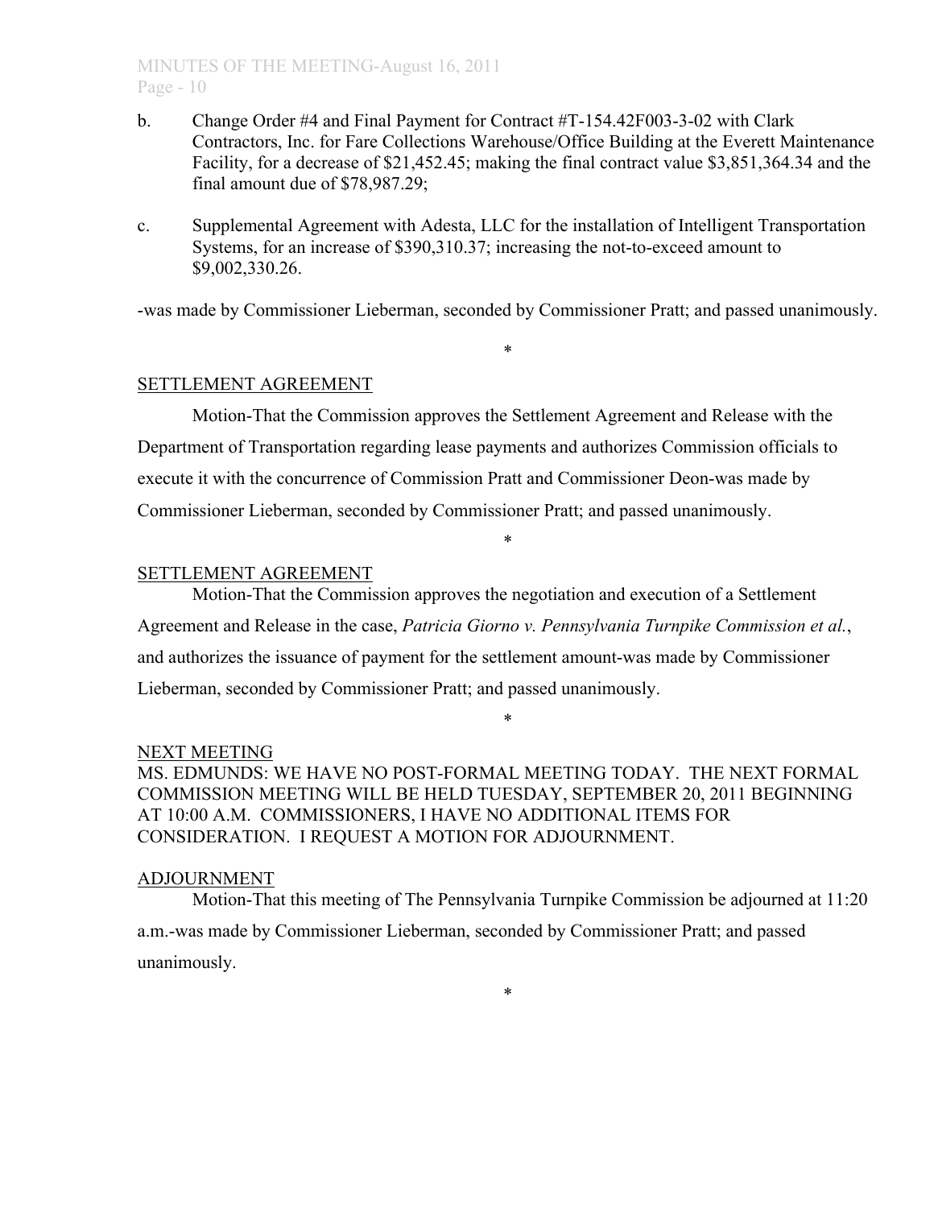b. Change Order #4 and Final Payment for Contract #T-154.42F003-3-02 with Clark Contractors, Inc. for Fare Collections Warehouse/Office Building at the Everett Maintenance Facility, for a decrease of $21,452.45; making the final contract value $3,851,364.34 and the final amount due of $78,987.29;

c. Supplemental Agreement with Adesta, LLC for the installation of Intelligent Transportation Systems, for an increase of $390,310.37; increasing the not-to-exceed amount to $9,002,330.26.

-was made by Commissioner Lieberman, seconded by Commissioner Pratt; and passed unanimously.

*

SETTLEMENT AGREEMENT

Motion-That the Commission approves the Settlement Agreement and Release with the Department of Transportation regarding lease payments and authorizes Commission officials to execute it with the concurrence of Commission Pratt and Commissioner Deon-was made by Commissioner Lieberman, seconded by Commissioner Pratt; and passed unanimously.

*

SETTLEMENT AGREEMENT

Motion-That the Commission approves the negotiation and execution of a Settlement Agreement and Release in the case, *Patricia Giorno v. Pennsylvania Turnpike Commission et al.*, and authorizes the issuance of payment for the settlement amount-was made by Commissioner Lieberman, seconded by Commissioner Pratt; and passed unanimously.

*

NEXT MEETING

MS. EDMUNDS: WE HAVE NO POST-FORMAL MEETING TODAY. THE NEXT FORMAL COMMISSION MEETING WILL BE HELD TUESDAY, SEPTEMBER 20, 2011 BEGINNING AT 10:00 A.M. COMMISSIONERS, I HAVE NO ADDITIONAL ITEMS FOR CONSIDERATION. I REQUEST A MOTION FOR ADJOURNMENT.

ADJOURNMENT

Motion-That this meeting of The Pennsylvania Turnpike Commission be adjourned at 11:20 a.m.-was made by Commissioner Lieberman, seconded by Commissioner Pratt; and passed unanimously.

*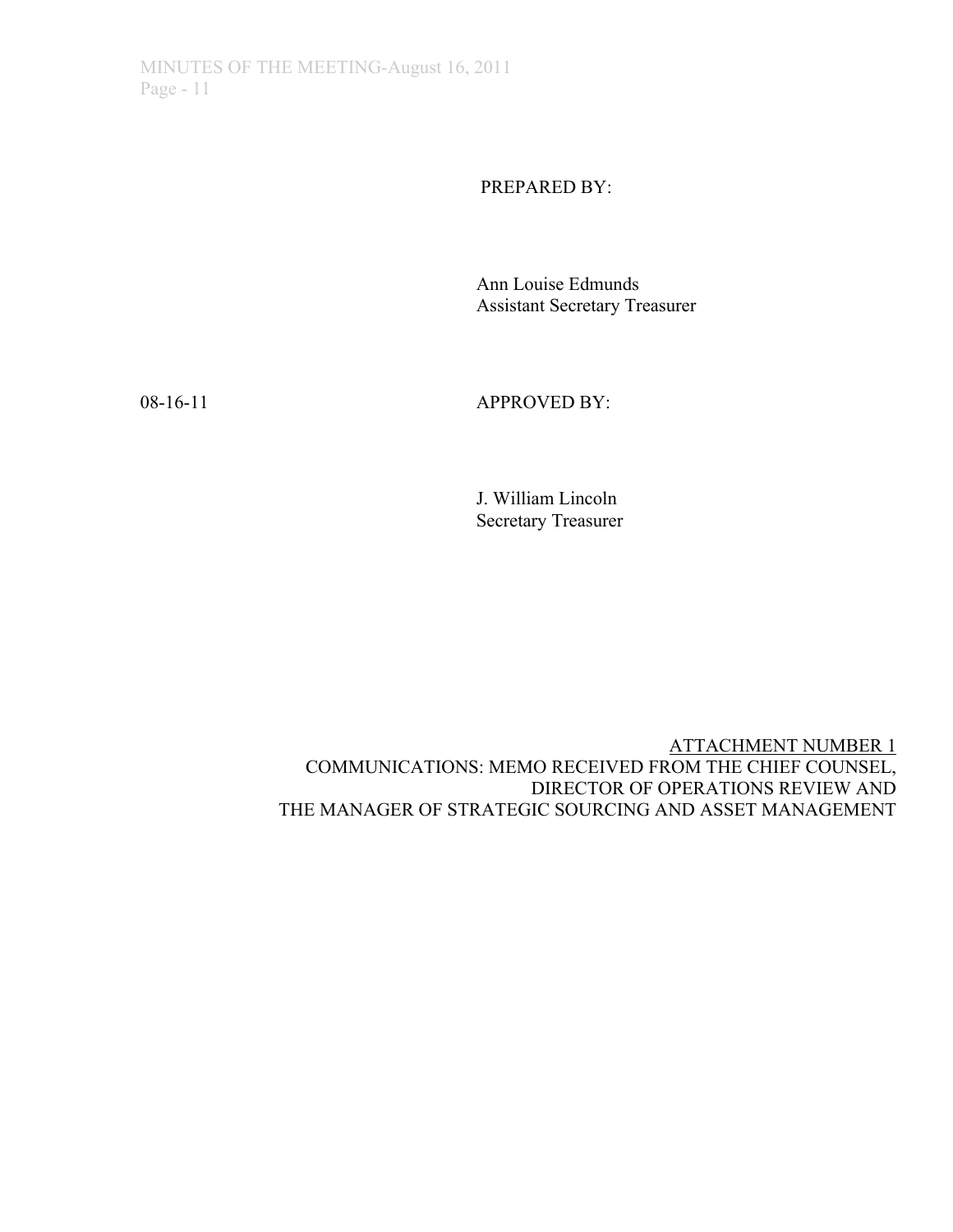PREPARED BY:

Ann Louise Edmunds
Assistant Secretary Treasurer

08-16-11

APPROVED BY:

J. William Lincoln
Secretary Treasurer

<u>ATTACHMENT NUMBER 1</u>
COMMUNICATIONS: MEMO RECEIVED FROM THE CHIEF COUNSEL, DIRECTOR OF OPERATIONS REVIEW AND THE MANAGER OF STRATEGIC SOURCING AND ASSET MANAGEMENT